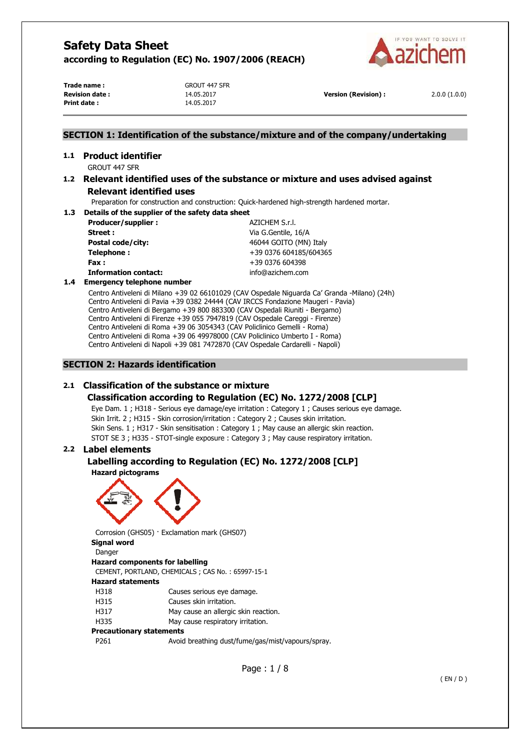# Safety Data Sheet

**according to Regulation (EC) No. 1907/2006 (REACH)**

| | | | |
|---|---|---|---|
| **Trade name :** | GROUT 447 SFR | | |
| **Revision date :** | 14.05.2017 | **Version (Revision) :** | 2.0.0 (1.0.0) |
| **Print date :** | 14.05.2017 | | |

## SECTION 1: Identification of the substance/mixture and of the company/undertaking

### 1.1 Product identifier

GROUT 447 SFR

### 1.2 Relevant identified uses of the substance or mixture and uses advised against

#### Relevant identified uses

Preparation for construction and construction: Quick-hardened high-strength hardened mortar.

### 1.3 Details of the supplier of the safety data sheet

| | |
|---|---|
| **Producer/supplier :** | AZICHEM S.r.l. |
| **Street :** | Via G.Gentile, 16/A |
| **Postal code/city:** | 46044 GOITO (MN) Italy |
| **Telephone :** | +39 0376 604185/604365 |
| **Fax :** | +39 0376 604398 |
| **Information contact:** | info@azichem.com |

### 1.4 Emergency telephone number

Centro Antiveleni di Milano +39 02 66101029 (CAV Ospedale Niguarda Ca' Granda -Milano) (24h)
Centro Antiveleni di Pavia +39 0382 24444 (CAV IRCCS Fondazione Maugeri - Pavia)
Centro Antiveleni di Bergamo +39 800 883300 (CAV Ospedali Riuniti - Bergamo)
Centro Antiveleni di Firenze +39 055 7947819 (CAV Ospedale Careggi - Firenze)
Centro Antiveleni di Roma +39 06 3054343 (CAV Policlinico Gemelli - Roma)
Centro Antiveleni di Roma +39 06 49978000 (CAV Policlinico Umberto I - Roma)
Centro Antiveleni di Napoli +39 081 7472870 (CAV Ospedale Cardarelli - Napoli)

## SECTION 2: Hazards identification

### 2.1 Classification of the substance or mixture

#### Classification according to Regulation (EC) No. 1272/2008 [CLP]

Eye Dam. 1 ; H318 - Serious eye damage/eye irritation : Category 1 ; Causes serious eye damage.
Skin Irrit. 2 ; H315 - Skin corrosion/irritation : Category 2 ; Causes skin irritation.
Skin Sens. 1 ; H317 - Skin sensitisation : Category 1 ; May cause an allergic skin reaction.
STOT SE 3 ; H335 - STOT-single exposure : Category 3 ; May cause respiratory irritation.

### 2.2 Label elements

#### Labelling according to Regulation (EC) No. 1272/2008 [CLP]

**Hazard pictograms**

Corrosion (GHS05) · Exclamation mark (GHS07)

**Signal word**

Danger

**Hazard components for labelling**

CEMENT, PORTLAND, CHEMICALS ; CAS No. : 65997-15-1

**Hazard statements**

| | |
|---|---|
| H318 | Causes serious eye damage. |
| H315 | Causes skin irritation. |
| H317 | May cause an allergic skin reaction. |
| H335 | May cause respiratory irritation. |

**Precautionary statements**

| | |
|---|---|
| P261 | Avoid breathing dust/fume/gas/mist/vapours/spray. |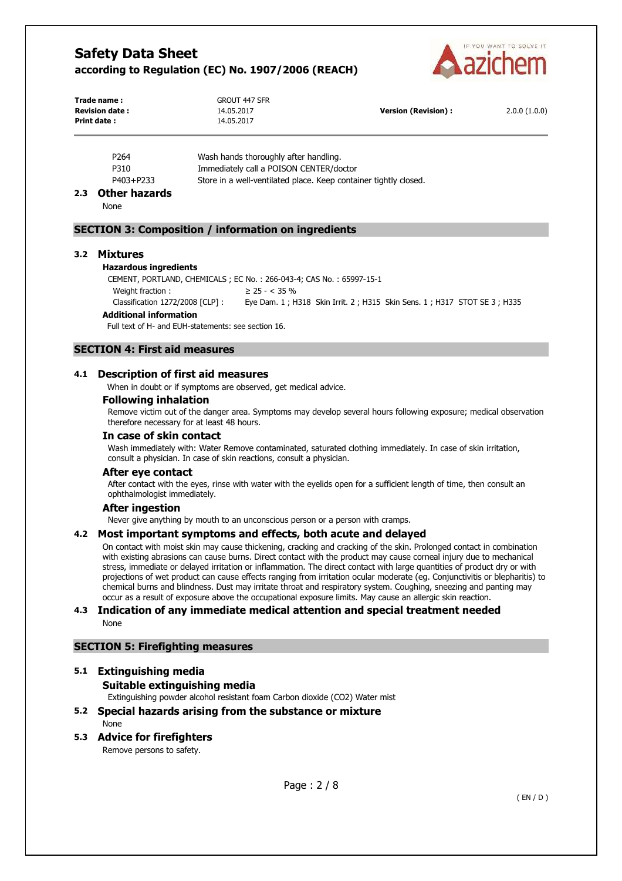| | |
|---|---|
| P264 | Wash hands thoroughly after handling. |
| P310 | Immediately call a POISON CENTER/doctor |
| P403+P233 | Store in a well-ventilated place. Keep container tightly closed. |

### 2.3 Other hazards

None

## SECTION 3: Composition / information on ingredients

### 3.2 Mixtures

**Hazardous ingredients**

CEMENT, PORTLAND, CHEMICALS ; EC No. : 266-043-4; CAS No. : 65997-15-1

| | |
|---|---|
| Weight fraction : | ≥ 25 - < 35 % |
| Classification 1272/2008 [CLP] : | Eye Dam. 1 ; H318 Skin Irrit. 2 ; H315 Skin Sens. 1 ; H317 STOT SE 3 ; H335 |

**Additional information**

Full text of H- and EUH-statements: see section 16.

## SECTION 4: First aid measures

### 4.1 Description of first aid measures

When in doubt or if symptoms are observed, get medical advice.

**Following inhalation**

Remove victim out of the danger area. Symptoms may develop several hours following exposure; medical observation therefore necessary for at least 48 hours.

**In case of skin contact**

Wash immediately with: Water Remove contaminated, saturated clothing immediately. In case of skin irritation, consult a physician. In case of skin reactions, consult a physician.

**After eye contact**

After contact with the eyes, rinse with water with the eyelids open for a sufficient length of time, then consult an ophthalmologist immediately.

**After ingestion**

Never give anything by mouth to an unconscious person or a person with cramps.

### 4.2 Most important symptoms and effects, both acute and delayed

On contact with moist skin may cause thickening, cracking and cracking of the skin. Prolonged contact in combination with existing abrasions can cause burns. Direct contact with the product may cause corneal injury due to mechanical stress, immediate or delayed irritation or inflammation. The direct contact with large quantities of product dry or with projections of wet product can cause effects ranging from irritation ocular moderate (eg. Conjunctivitis or blepharitis) to chemical burns and blindness. Dust may irritate throat and respiratory system. Coughing, sneezing and panting may occur as a result of exposure above the occupational exposure limits. May cause an allergic skin reaction.

### 4.3 Indication of any immediate medical attention and special treatment needed

None

## SECTION 5: Firefighting measures

### 5.1 Extinguishing media

**Suitable extinguishing media**

Extinguishing powder alcohol resistant foam Carbon dioxide ($CO_2$) Water mist

### 5.2 Special hazards arising from the substance or mixture

None

### 5.3 Advice for firefighters

Remove persons to safety.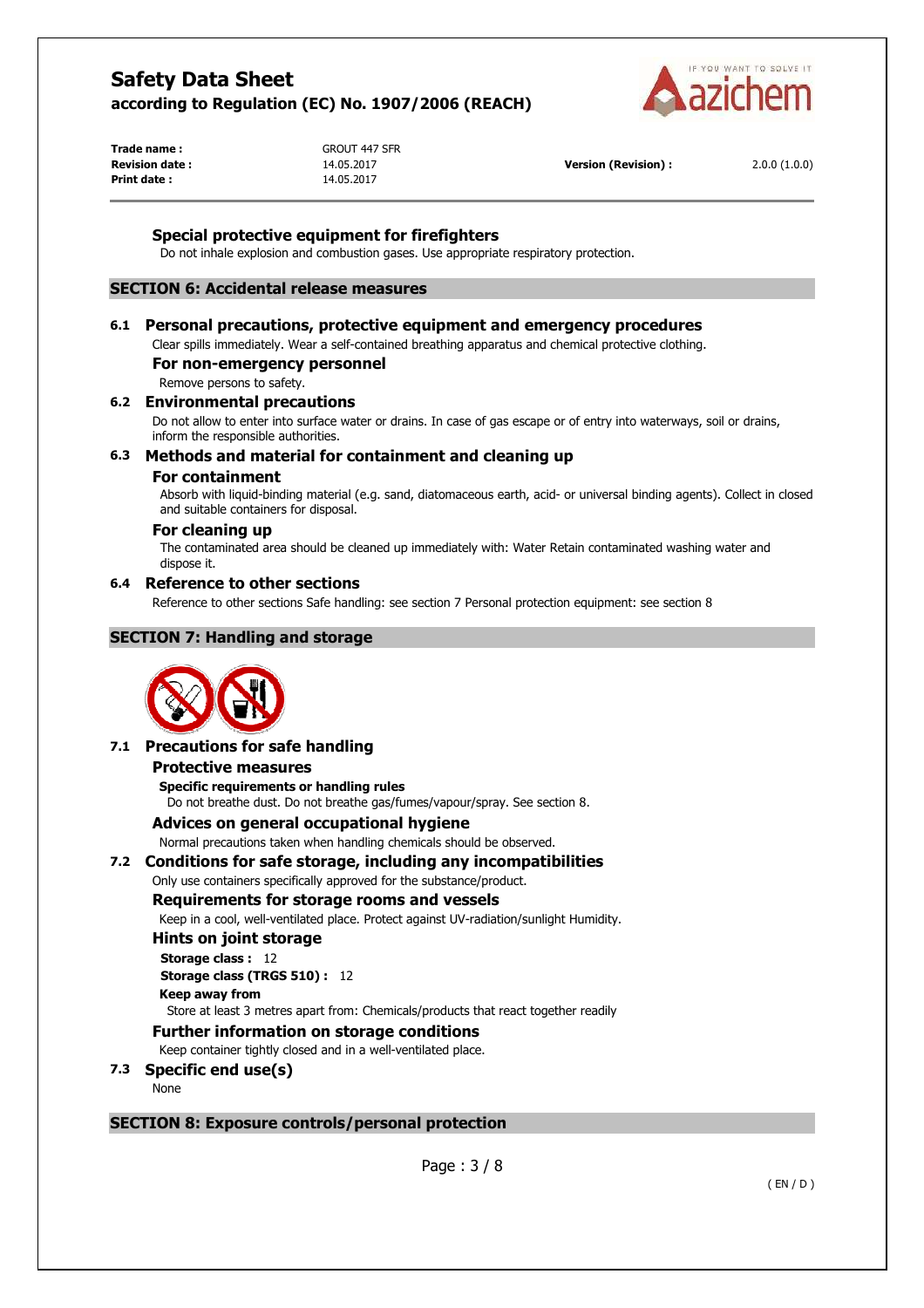### Special protective equipment for firefighters

Do not inhale explosion and combustion gases. Use appropriate respiratory protection.

## SECTION 6: Accidental release measures

### 6.1 Personal precautions, protective equipment and emergency procedures

Clear spills immediately. Wear a self-contained breathing apparatus and chemical protective clothing.

#### For non-emergency personnel

Remove persons to safety.

### 6.2 Environmental precautions

Do not allow to enter into surface water or drains. In case of gas escape or of entry into waterways, soil or drains, inform the responsible authorities.

### 6.3 Methods and material for containment and cleaning up

#### For containment

Absorb with liquid-binding material (e.g. sand, diatomaceous earth, acid- or universal binding agents). Collect in closed and suitable containers for disposal.

#### For cleaning up

The contaminated area should be cleaned up immediately with: Water Retain contaminated washing water and dispose it.

### 6.4 Reference to other sections

Reference to other sections Safe handling: see section 7 Personal protection equipment: see section 8

## SECTION 7: Handling and storage

### 7.1 Precautions for safe handling

#### Protective measures

**Specific requirements or handling rules**

Do not breathe dust. Do not breathe gas/fumes/vapour/spray. See section 8.

#### Advices on general occupational hygiene

Normal precautions taken when handling chemicals should be observed.

### 7.2 Conditions for safe storage, including any incompatibilities

Only use containers specifically approved for the substance/product.

#### Requirements for storage rooms and vessels

Keep in a cool, well-ventilated place. Protect against UV-radiation/sunlight Humidity.

#### Hints on joint storage

**Storage class :** 12

**Storage class (TRGS 510) :** 12

**Keep away from**

Store at least 3 metres apart from: Chemicals/products that react together readily

#### Further information on storage conditions

Keep container tightly closed and in a well-ventilated place.

### 7.3 Specific end use(s)

None

## SECTION 8: Exposure controls/personal protection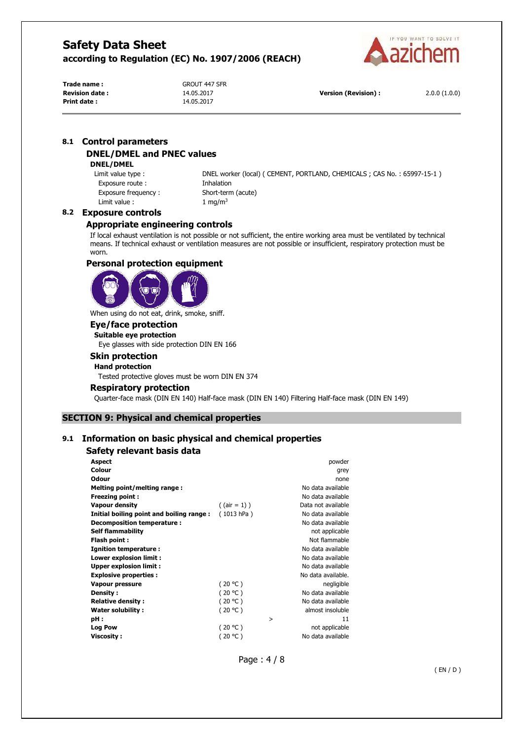### 8.1 Control parameters

#### DNEL/DMEL and PNEC values

**DNEL/DMEL**

| | |
|---|---|
| Limit value type : | DNEL worker (local) ( CEMENT, PORTLAND, CHEMICALS ; CAS No. : 65997-15-1 ) |
| Exposure route : | Inhalation |
| Exposure frequency : | Short-term (acute) |
| Limit value : | 1 mg/m$^3$ |

### 8.2 Exposure controls

#### Appropriate engineering controls

If local exhaust ventilation is not possible or not sufficient, the entire working area must be ventilated by technical means. If technical exhaust or ventilation measures are not possible or insufficient, respiratory protection must be worn.

#### Personal protection equipment

When using do not eat, drink, smoke, sniff.

#### Eye/face protection

**Suitable eye protection**

Eye glasses with side protection DIN EN 166

#### Skin protection

**Hand protection**

Tested protective gloves must be worn DIN EN 374

#### Respiratory protection

Quarter-face mask (DIN EN 140) Half-face mask (DIN EN 140) Filtering Half-face mask (DIN EN 149)

## SECTION 9: Physical and chemical properties

### 9.1 Information on basic physical and chemical properties

#### Safety relevant basis data

| Property | Condition | | Value |
|---|---|---|---|
| **Aspect** | | | powder |
| **Colour** | | | grey |
| **Odour** | | | none |
| **Melting point/melting range :** | | | No data available |
| **Freezing point :** | | | No data available |
| **Vapour density** | ( (air = 1) ) | | Data not available |
| **Initial boiling point and boiling range :** | ( 1013 hPa ) | | No data available |
| **Decomposition temperature :** | | | No data available |
| **Self flammability** | | | not applicable |
| **Flash point :** | | | Not flammable |
| **Ignition temperature :** | | | No data available |
| **Lower explosion limit :** | | | No data available |
| **Upper explosion limit :** | | | No data available |
| **Explosive properties :** | | | No data available. |
| **Vapour pressure** | ( 20 °C ) | | negligible |
| **Density :** | ( 20 °C ) | | No data available |
| **Relative density :** | ( 20 °C ) | | No data available |
| **Water solubility :** | ( 20 °C ) | | almost insoluble |
| **pH :** | | > | 11 |
| **Log Pow** | ( 20 °C ) | | not applicable |
| **Viscosity :** | ( 20 °C ) | | No data available |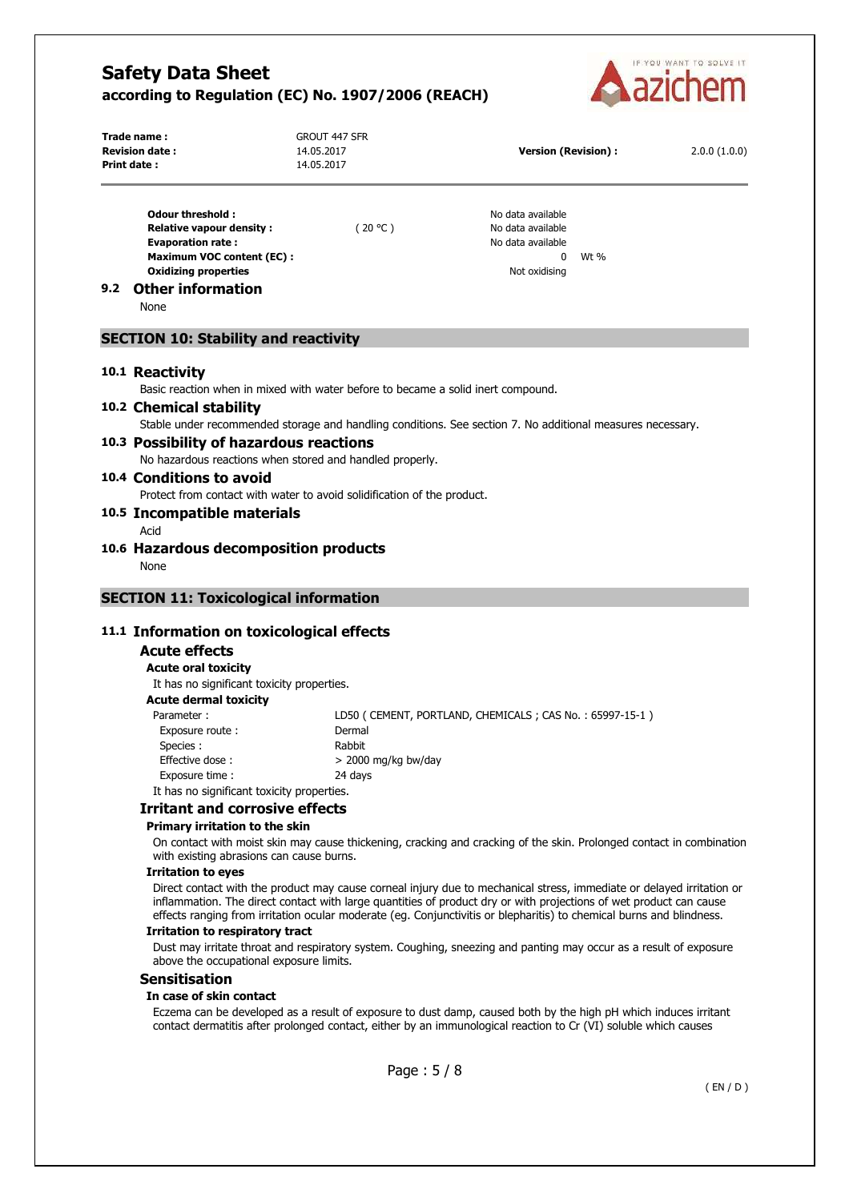| | | |
|---|---|---|
| **Odour threshold :** | | No data available |
| **Relative vapour density :** | ( 20 °C ) | No data available |
| **Evaporation rate :** | | No data available |
| **Maximum VOC content (EC) :** | | 0 Wt % |
| **Oxidizing properties** | | Not oxidising |

## 9.2 Other information

None

## SECTION 10: Stability and reactivity

### 10.1 Reactivity

Basic reaction when in mixed with water before to became a solid inert compound.

### 10.2 Chemical stability

Stable under recommended storage and handling conditions. See section 7. No additional measures necessary.

### 10.3 Possibility of hazardous reactions

No hazardous reactions when stored and handled properly.

### 10.4 Conditions to avoid

Protect from contact with water to avoid solidification of the product.

### 10.5 Incompatible materials

Acid

### 10.6 Hazardous decomposition products

None

## SECTION 11: Toxicological information

### 11.1 Information on toxicological effects

#### Acute effects

**Acute oral toxicity**

It has no significant toxicity properties.

**Acute dermal toxicity**

| | |
|---|---|
| Parameter : | LD50 ( CEMENT, PORTLAND, CHEMICALS ; CAS No. : 65997-15-1 ) |
| Exposure route : | Dermal |
| Species : | Rabbit |
| Effective dose : | > 2000 mg/kg bw/day |
| Exposure time : | 24 days |

It has no significant toxicity properties.

#### Irritant and corrosive effects

**Primary irritation to the skin**

On contact with moist skin may cause thickening, cracking and cracking of the skin. Prolonged contact in combination with existing abrasions can cause burns.

**Irritation to eyes**

Direct contact with the product may cause corneal injury due to mechanical stress, immediate or delayed irritation or inflammation. The direct contact with large quantities of product dry or with projections of wet product can cause effects ranging from irritation ocular moderate (eg. Conjunctivitis or blepharitis) to chemical burns and blindness.

**Irritation to respiratory tract**

Dust may irritate throat and respiratory system. Coughing, sneezing and panting may occur as a result of exposure above the occupational exposure limits.

#### Sensitisation

**In case of skin contact**

Eczema can be developed as a result of exposure to dust damp, caused both by the high pH which induces irritant contact dermatitis after prolonged contact, either by an immunological reaction to Cr (VI) soluble which causes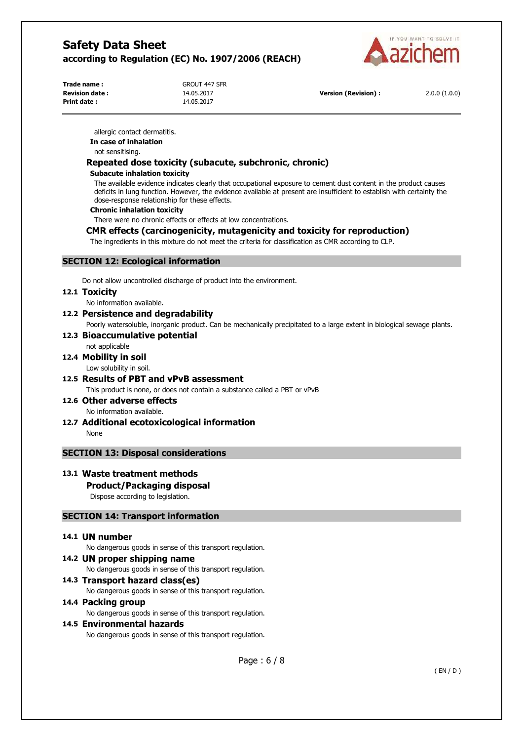allergic contact dermatitis.

**In case of inhalation**

not sensitising.

### Repeated dose toxicity (subacute, subchronic, chronic)

**Subacute inhalation toxicity**

The available evidence indicates clearly that occupational exposure to cement dust content in the product causes deficits in lung function. However, the evidence available at present are insufficient to establish with certainty the dose-response relationship for these effects.

**Chronic inhalation toxicity**

There were no chronic effects or effects at low concentrations.

### CMR effects (carcinogenicity, mutagenicity and toxicity for reproduction)

The ingredients in this mixture do not meet the criteria for classification as CMR according to CLP.

## SECTION 12: Ecological information

Do not allow uncontrolled discharge of product into the environment.

### 12.1 Toxicity

No information available.

### 12.2 Persistence and degradability

Poorly watersoluble, inorganic product. Can be mechanically precipitated to a large extent in biological sewage plants.

### 12.3 Bioaccumulative potential

not applicable

### 12.4 Mobility in soil

Low solubility in soil.

### 12.5 Results of PBT and vPvB assessment

This product is none, or does not contain a substance called a PBT or vPvB

### 12.6 Other adverse effects

No information available.

### 12.7 Additional ecotoxicological information

None

## SECTION 13: Disposal considerations

### 13.1 Waste treatment methods

**Product/Packaging disposal**

Dispose according to legislation.

## SECTION 14: Transport information

### 14.1 UN number

No dangerous goods in sense of this transport regulation.

### 14.2 UN proper shipping name

No dangerous goods in sense of this transport regulation.

### 14.3 Transport hazard class(es)

No dangerous goods in sense of this transport regulation.

### 14.4 Packing group

No dangerous goods in sense of this transport regulation.

### 14.5 Environmental hazards

No dangerous goods in sense of this transport regulation.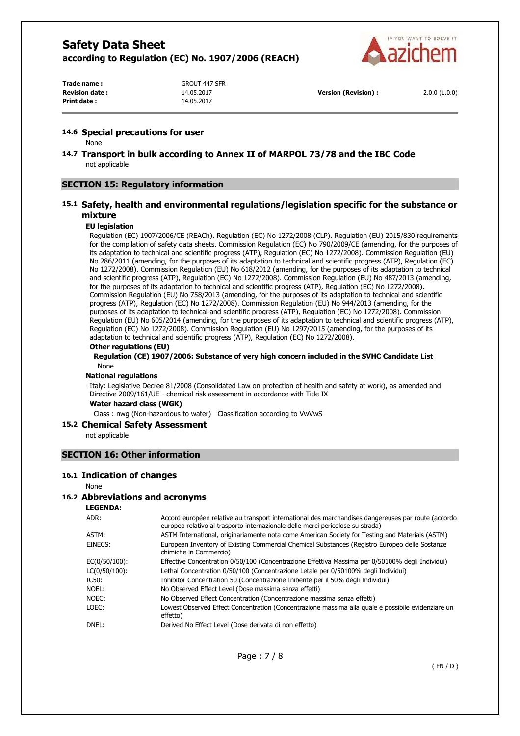## 14.6 Special precautions for user

None

## 14.7 Transport in bulk according to Annex II of MARPOL 73/78 and the IBC Code

not applicable

# SECTION 15: Regulatory information

## 15.1 Safety, health and environmental regulations/legislation specific for the substance or mixture

**EU legislation**

Regulation (EC) 1907/2006/CE (REACh). Regulation (EC) No 1272/2008 (CLP). Regulation (EU) 2015/830 requirements for the compilation of safety data sheets. Commission Regulation (EC) No 790/2009/CE (amending, for the purposes of its adaptation to technical and scientific progress (ATP), Regulation (EC) No 1272/2008). Commission Regulation (EU) No 286/2011 (amending, for the purposes of its adaptation to technical and scientific progress (ATP), Regulation (EC) No 1272/2008). Commission Regulation (EU) No 618/2012 (amending, for the purposes of its adaptation to technical and scientific progress (ATP), Regulation (EC) No 1272/2008). Commission Regulation (EU) No 487/2013 (amending, for the purposes of its adaptation to technical and scientific progress (ATP), Regulation (EC) No 1272/2008). Commission Regulation (EU) No 758/2013 (amending, for the purposes of its adaptation to technical and scientific progress (ATP), Regulation (EC) No 1272/2008). Commission Regulation (EU) No 944/2013 (amending, for the purposes of its adaptation to technical and scientific progress (ATP), Regulation (EC) No 1272/2008). Commission Regulation (EU) No 605/2014 (amending, for the purposes of its adaptation to technical and scientific progress (ATP), Regulation (EC) No 1272/2008). Commission Regulation (EU) No 1297/2015 (amending, for the purposes of its adaptation to technical and scientific progress (ATP), Regulation (EC) No 1272/2008).

**Other regulations (EU)**

**Regulation (CE) 1907/2006: Substance of very high concern included in the SVHC Candidate List**

None

**National regulations**

Italy: Legislative Decree 81/2008 (Consolidated Law on protection of health and safety at work), as amended and Directive 2009/161/UE - chemical risk assessment in accordance with Title IX

**Water hazard class (WGK)**

Class : nwg (Non-hazardous to water) Classification according to VwVwS

## 15.2 Chemical Safety Assessment

not applicable

# SECTION 16: Other information

## 16.1 Indication of changes

None

## 16.2 Abbreviations and acronyms

**LEGENDA:**

| | |
|---|---|
| ADR: | Accord européen relative au transport international des marchandises dangereuses par route (accordo europeo relativo al trasporto internazionale delle merci pericolose su strada) |
| ASTM: | ASTM International, originariamente nota come American Society for Testing and Materials (ASTM) |
| EINECS: | European Inventory of Existing Commercial Chemical Substances (Registro Europeo delle Sostanze chimiche in Commercio) |
| EC(0/50/100): | Effective Concentration 0/50/100 (Concentrazione Effettiva Massima per 0/50100% degli Individui) |
| LC(0/50/100): | Lethal Concentration 0/50/100 (Concentrazione Letale per 0/50100% degli Individui) |
| IC50: | Inhibitor Concentration 50 (Concentrazione Inibente per il 50% degli Individui) |
| NOEL: | No Observed Effect Level (Dose massima senza effetti) |
| NOEC: | No Observed Effect Concentration (Concentrazione massima senza effetti) |
| LOEC: | Lowest Observed Effect Concentration (Concentrazione massima alla quale è possibile evidenziare un effetto) |
| DNEL: | Derived No Effect Level (Dose derivata di non effetto) |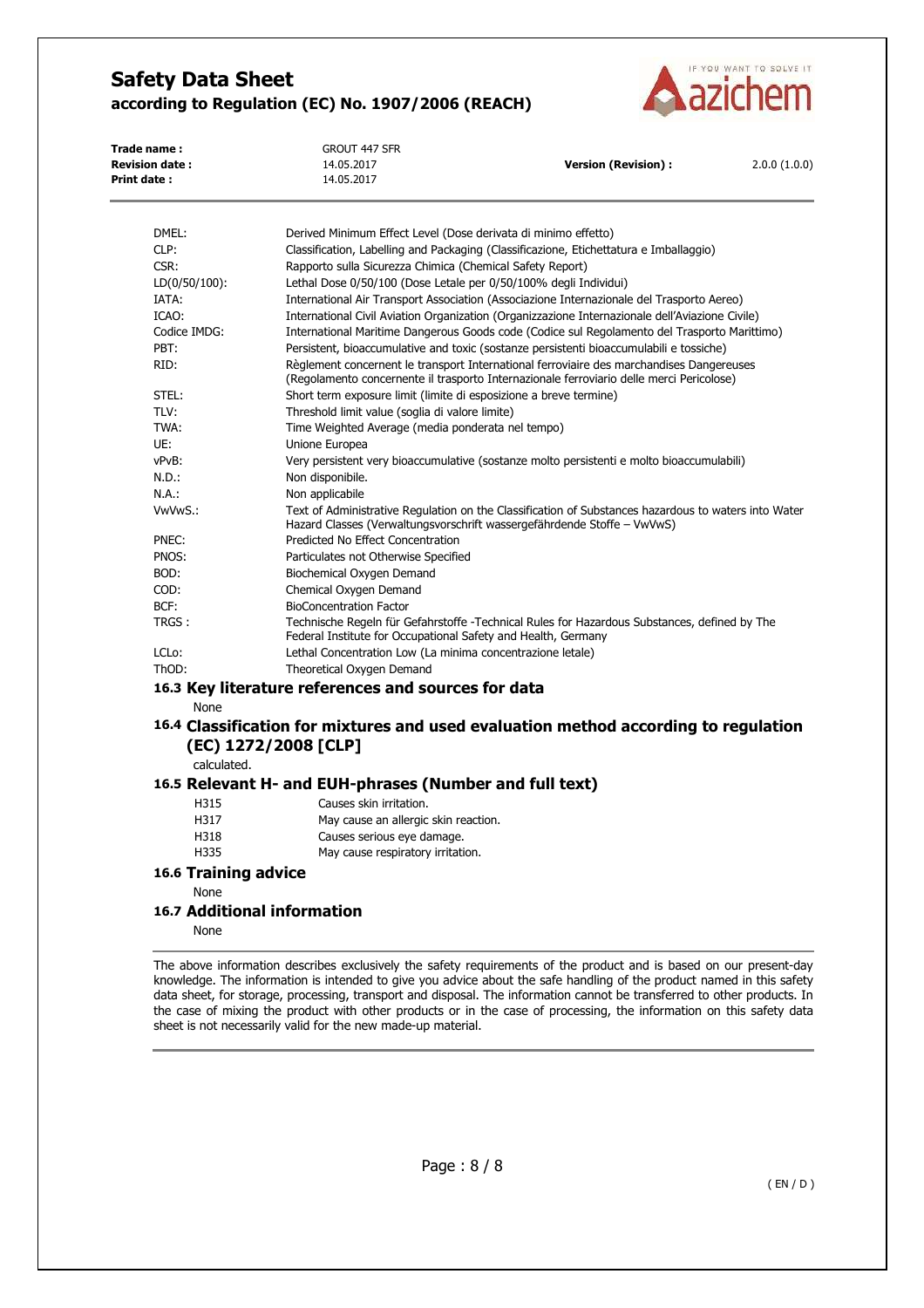| | |
|---|---|
| DMEL: | Derived Minimum Effect Level (Dose derivata di minimo effetto) |
| CLP: | Classification, Labelling and Packaging (Classificazione, Etichettatura e Imballaggio) |
| CSR: | Rapporto sulla Sicurezza Chimica (Chemical Safety Report) |
| LD(0/50/100): | Lethal Dose 0/50/100 (Dose Letale per 0/50/100% degli Individui) |
| IATA: | International Air Transport Association (Associazione Internazionale del Trasporto Aereo) |
| ICAO: | International Civil Aviation Organization (Organizzazione Internazionale dell'Aviazione Civile) |
| Codice IMDG: | International Maritime Dangerous Goods code (Codice sul Regolamento del Trasporto Marittimo) |
| PBT: | Persistent, bioaccumulative and toxic (sostanze persistenti bioaccumulabili e tossiche) |
| RID: | Règlement concernent le transport International ferroviaire des marchandises Dangereuses (Regolamento concernente il trasporto Internazionale ferroviario delle merci Pericolose) |
| STEL: | Short term exposure limit (limite di esposizione a breve termine) |
| TLV: | Threshold limit value (soglia di valore limite) |
| TWA: | Time Weighted Average (media ponderata nel tempo) |
| UE: | Unione Europea |
| vPvB: | Very persistent very bioaccumulative (sostanze molto persistenti e molto bioaccumulabili) |
| N.D.: | Non disponibile. |
| N.A.: | Non applicabile |
| VwVwS.: | Text of Administrative Regulation on the Classification of Substances hazardous to waters into Water Hazard Classes (Verwaltungsvorschrift wassergefährdende Stoffe – VwVwS) |
| PNEC: | Predicted No Effect Concentration |
| PNOS: | Particulates not Otherwise Specified |
| BOD: | Biochemical Oxygen Demand |
| COD: | Chemical Oxygen Demand |
| BCF: | BioConcentration Factor |
| TRGS : | Technische Regeln für Gefahrstoffe -Technical Rules for Hazardous Substances, defined by The Federal Institute for Occupational Safety and Health, Germany |
| LCLo: | Lethal Concentration Low (La minima concentrazione letale) |
| ThOD: | Theoretical Oxygen Demand |

### 16.3 Key literature references and sources for data

None

### 16.4 Classification for mixtures and used evaluation method according to regulation (EC) 1272/2008 [CLP]

calculated.

### 16.5 Relevant H- and EUH-phrases (Number and full text)

| | |
|---|---|
| H315 | Causes skin irritation. |
| H317 | May cause an allergic skin reaction. |
| H318 | Causes serious eye damage. |
| H335 | May cause respiratory irritation. |

### 16.6 Training advice

None

### 16.7 Additional information

None

---

The above information describes exclusively the safety requirements of the product and is based on our present-day knowledge. The information is intended to give you advice about the safe handling of the product named in this safety data sheet, for storage, processing, transport and disposal. The information cannot be transferred to other products. In the case of mixing the product with other products or in the case of processing, the information on this safety data sheet is not necessarily valid for the new made-up material.